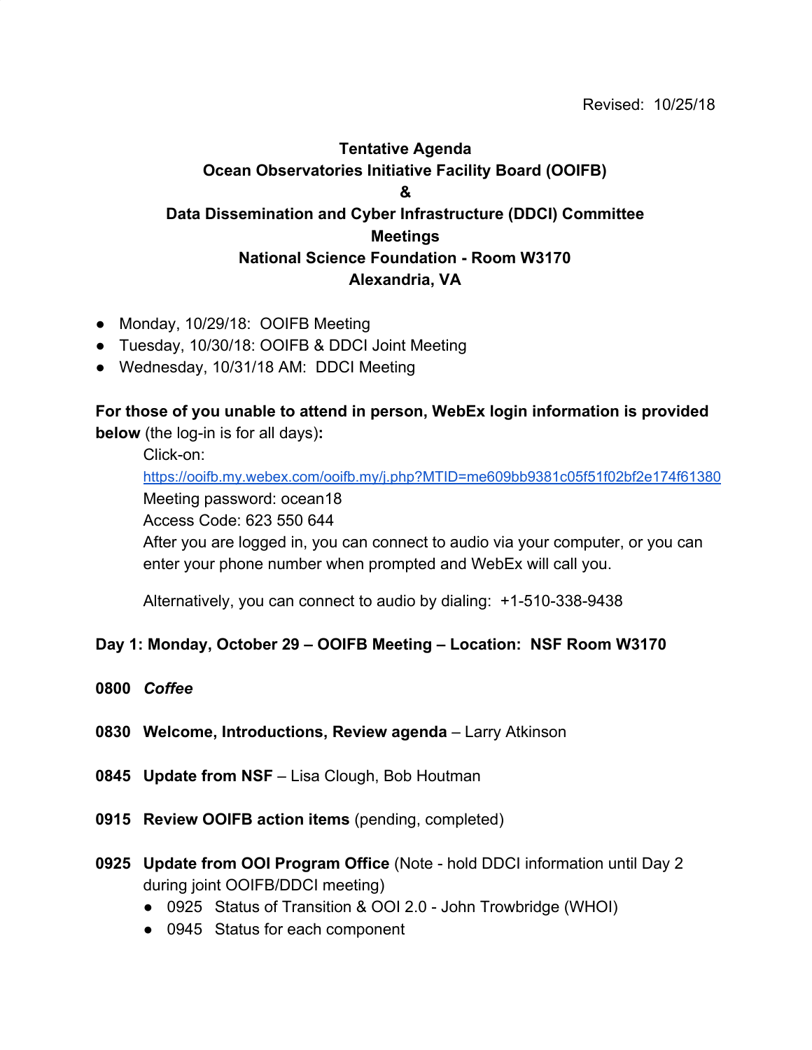Revised: 10/25/18

# Tentative Agenda
# Ocean Observatories Initiative Facility Board (OOIFB)
# &
# Data Dissemination and Cyber Infrastructure (DDCI) Committee Meetings
# National Science Foundation - Room W3170
# Alexandria, VA

- Monday, 10/29/18: OOIFB Meeting
- Tuesday, 10/30/18: OOIFB & DDCI Joint Meeting
- Wednesday, 10/31/18 AM: DDCI Meeting

**For those of you unable to attend in person, WebEx login information is provided below** (the log-in is for all days)**:**

Click-on:
https://ooifb.my.webex.com/ooifb.my/j.php?MTID=me609bb9381c05f51f02bf2e174f61380
Meeting password: ocean18
Access Code: 623 550 644
After you are logged in, you can connect to audio via your computer, or you can enter your phone number when prompted and WebEx will call you.

Alternatively, you can connect to audio by dialing: +1-510-338-9438

**Day 1: Monday, October 29 – OOIFB Meeting – Location: NSF Room W3170**

**0800** ***Coffee***

**0830 Welcome, Introductions, Review agenda** – Larry Atkinson

**0845 Update from NSF** – Lisa Clough, Bob Houtman

**0915 Review OOIFB action items** (pending, completed)

**0925 Update from OOI Program Office** (Note - hold DDCI information until Day 2 during joint OOIFB/DDCI meeting)

- 0925 Status of Transition & OOI 2.0 - John Trowbridge (WHOI)
- 0945 Status for each component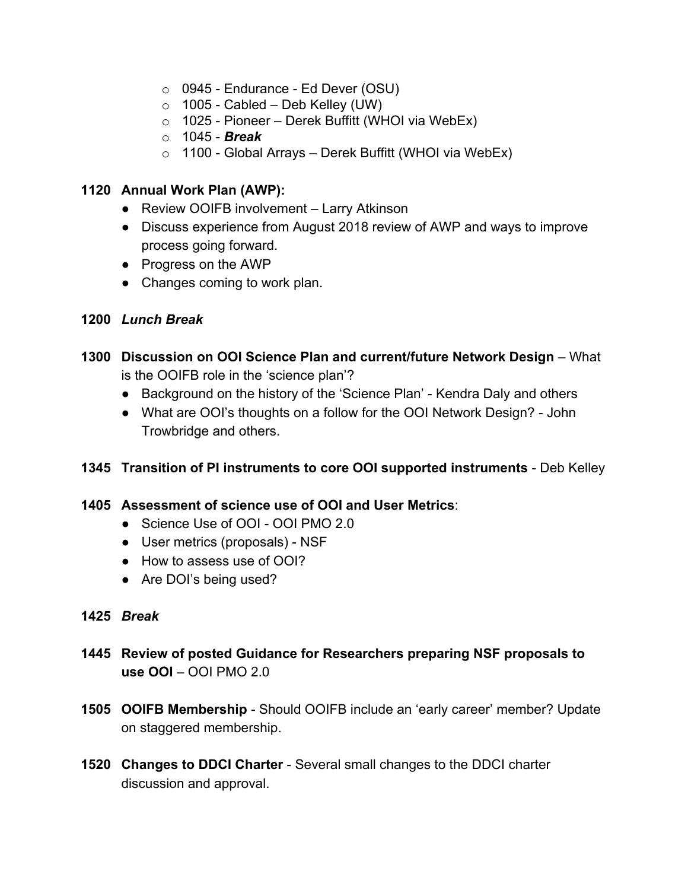- 0945 - Endurance - Ed Dever (OSU)
- 1005 - Cabled – Deb Kelley (UW)
- 1025 - Pioneer – Derek Buffitt (WHOI via WebEx)
- 1045 - ***Break***
- 1100 - Global Arrays – Derek Buffitt (WHOI via WebEx)

**1120 Annual Work Plan (AWP):**

- Review OOIFB involvement – Larry Atkinson
- Discuss experience from August 2018 review of AWP and ways to improve process going forward.
- Progress on the AWP
- Changes coming to work plan.

**1200** ***Lunch Break***

**1300 Discussion on OOI Science Plan and current/future Network Design** – What is the OOIFB role in the 'science plan'?

- Background on the history of the 'Science Plan' - Kendra Daly and others
- What are OOI's thoughts on a follow for the OOI Network Design? - John Trowbridge and others.

**1345 Transition of PI instruments to core OOI supported instruments** - Deb Kelley

**1405 Assessment of science use of OOI and User Metrics**:

- Science Use of OOI - OOI PMO 2.0
- User metrics (proposals) - NSF
- How to assess use of OOI?
- Are DOI's being used?

**1425** ***Break***

**1445 Review of posted Guidance for Researchers preparing NSF proposals to use OOI** – OOI PMO 2.0

**1505 OOIFB Membership** - Should OOIFB include an 'early career' member? Update on staggered membership.

**1520 Changes to DDCI Charter** - Several small changes to the DDCI charter discussion and approval.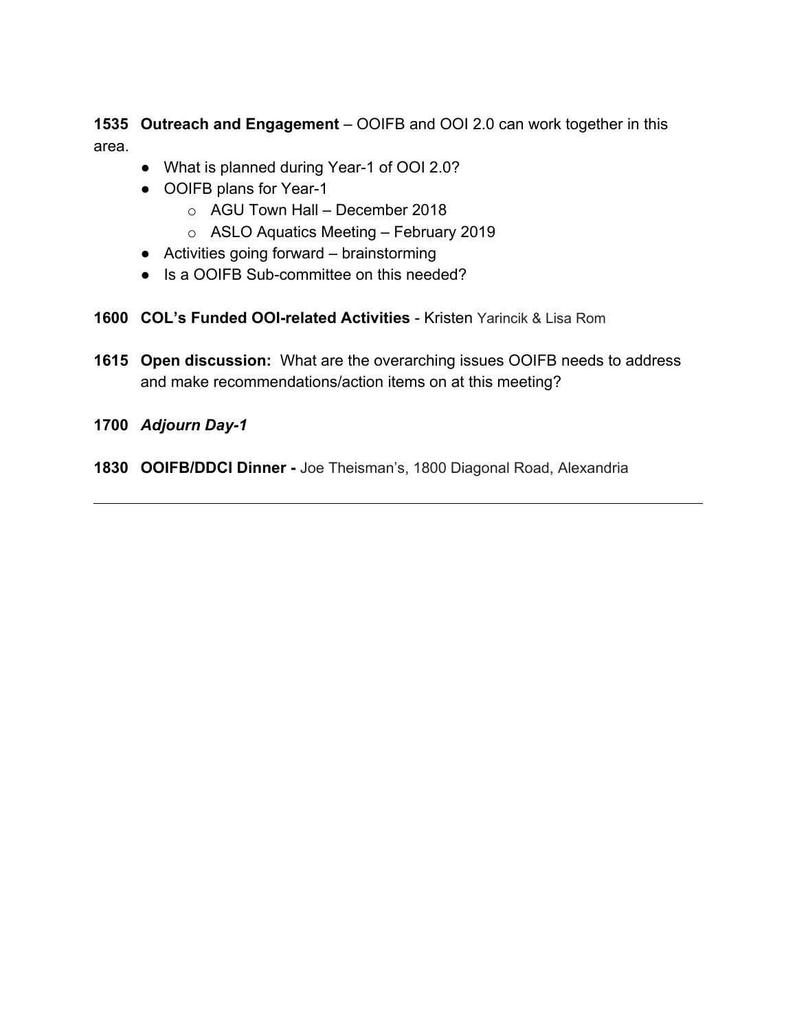**1535 Outreach and Engagement** – OOIFB and OOI 2.0 can work together in this area.

- What is planned during Year-1 of OOI 2.0?
- OOIFB plans for Year-1
  - AGU Town Hall – December 2018
  - ASLO Aquatics Meeting – February 2019
- Activities going forward – brainstorming
- Is a OOIFB Sub-committee on this needed?

**1600 COL's Funded OOI-related Activities** - Kristen Yarincik & Lisa Rom

**1615 Open discussion:** What are the overarching issues OOIFB needs to address and make recommendations/action items on at this meeting?

**1700** ***Adjourn Day-1***

**1830 OOIFB/DDCI Dinner -** Joe Theisman's, 1800 Diagonal Road, Alexandria

---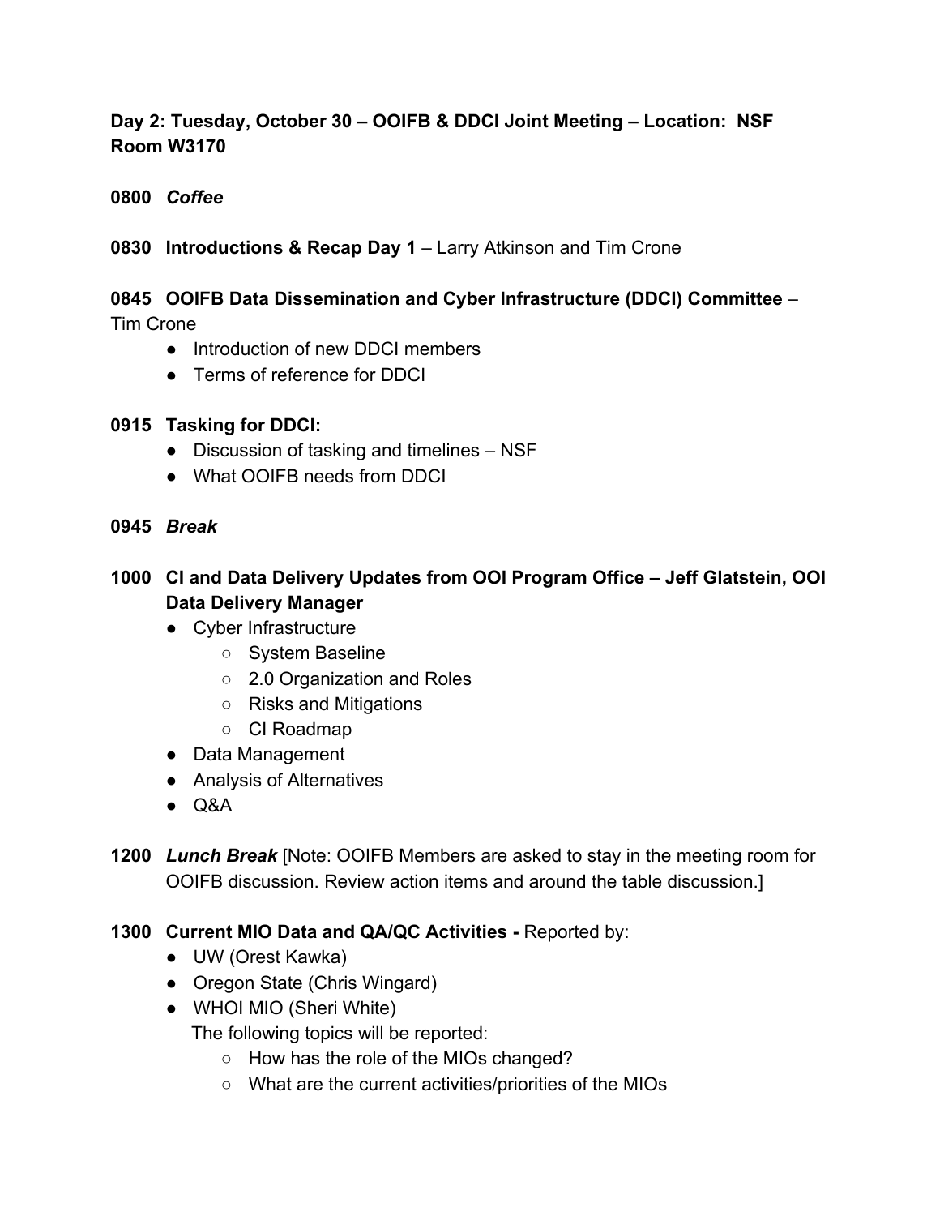**Day 2: Tuesday, October 30 – OOIFB & DDCI Joint Meeting – Location: NSF Room W3170**

**0800** ***Coffee***

**0830 Introductions & Recap Day 1** – Larry Atkinson and Tim Crone

**0845 OOIFB Data Dissemination and Cyber Infrastructure (DDCI) Committee** – Tim Crone

- Introduction of new DDCI members
- Terms of reference for DDCI

**0915 Tasking for DDCI:**

- Discussion of tasking and timelines – NSF
- What OOIFB needs from DDCI

**0945** ***Break***

**1000 CI and Data Delivery Updates from OOI Program Office – Jeff Glatstein, OOI Data Delivery Manager**

- Cyber Infrastructure
    - System Baseline
    - 2.0 Organization and Roles
    - Risks and Mitigations
    - CI Roadmap
- Data Management
- Analysis of Alternatives
- Q&A

**1200** ***Lunch Break*** [Note: OOIFB Members are asked to stay in the meeting room for OOIFB discussion. Review action items and around the table discussion.]

**1300 Current MIO Data and QA/QC Activities -** Reported by:

- UW (Orest Kawka)
- Oregon State (Chris Wingard)
- WHOI MIO (Sheri White)

  The following topics will be reported:
    - How has the role of the MIOs changed?
    - What are the current activities/priorities of the MIOs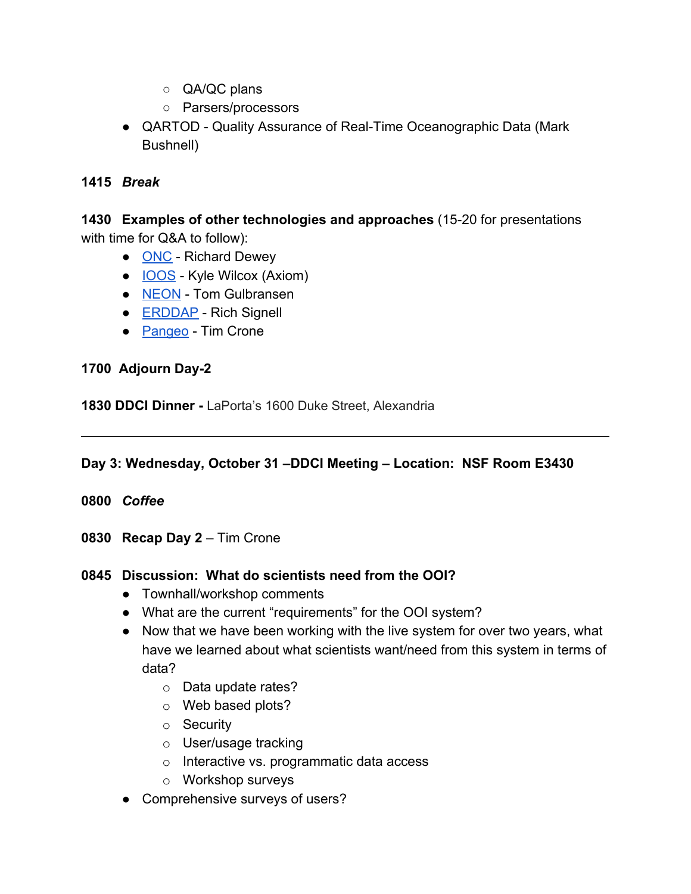- QA/QC plans
  - Parsers/processors
- QARTOD - Quality Assurance of Real-Time Oceanographic Data (Mark Bushnell)

**1415** ***Break***

**1430 Examples of other technologies and approaches** (15-20 for presentations with time for Q&A to follow):

- ONC - Richard Dewey
- IOOS - Kyle Wilcox (Axiom)
- NEON - Tom Gulbransen
- ERDDAP - Rich Signell
- Pangeo - Tim Crone

**1700 Adjourn Day-2**

**1830 DDCI Dinner -** LaPorta's 1600 Duke Street, Alexandria

---

**Day 3: Wednesday, October 31 –DDCI Meeting – Location: NSF Room E3430**

**0800** ***Coffee***

**0830 Recap Day 2** – Tim Crone

**0845 Discussion: What do scientists need from the OOI?**

- Townhall/workshop comments
- What are the current "requirements" for the OOI system?
- Now that we have been working with the live system for over two years, what have we learned about what scientists want/need from this system in terms of data?
  - Data update rates?
  - Web based plots?
  - Security
  - User/usage tracking
  - Interactive vs. programmatic data access
  - Workshop surveys
- Comprehensive surveys of users?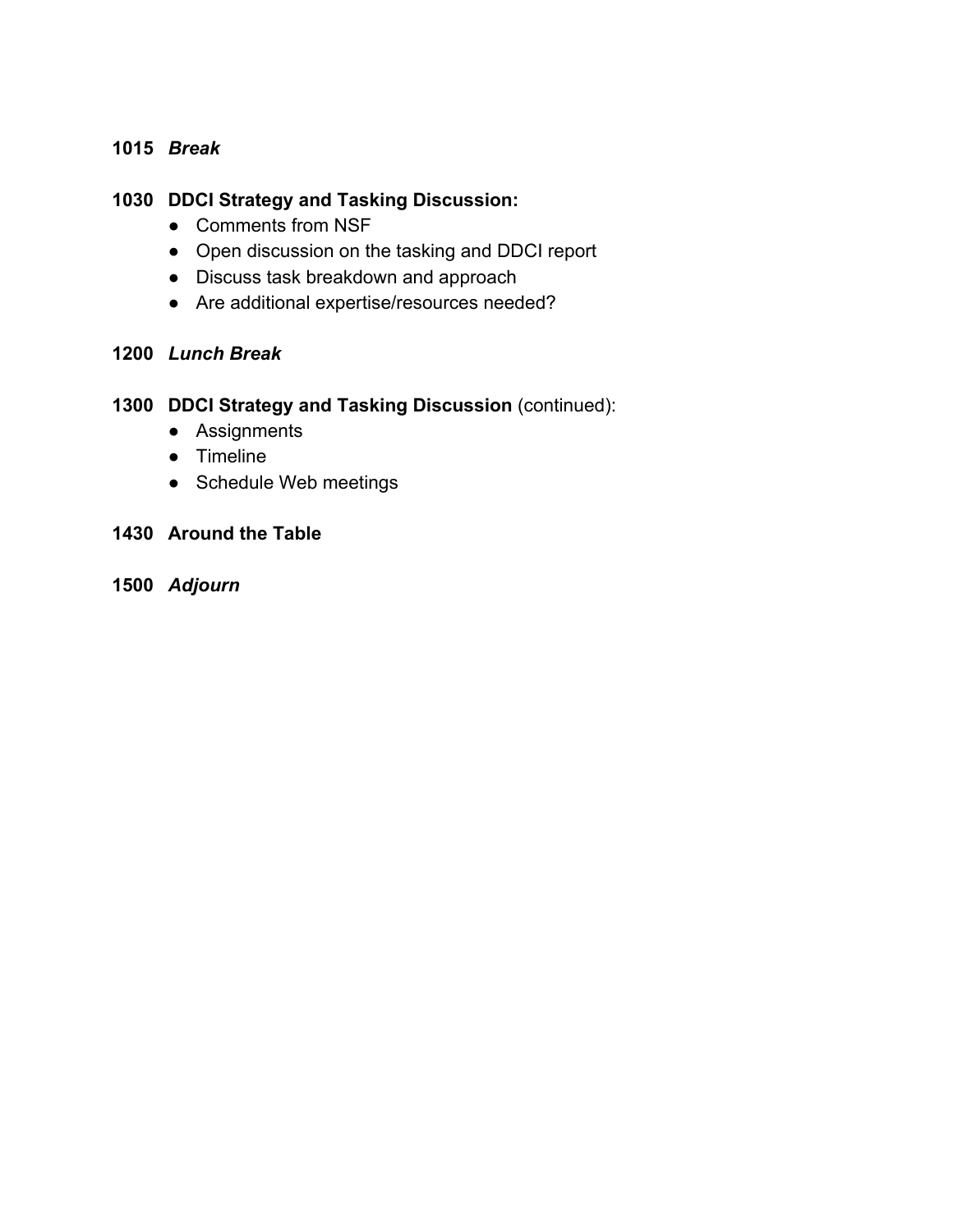**1015** ***Break***

**1030** **DDCI Strategy and Tasking Discussion:**

- Comments from NSF
- Open discussion on the tasking and DDCI report
- Discuss task breakdown and approach
- Are additional expertise/resources needed?

**1200** ***Lunch Break***

**1300** **DDCI Strategy and Tasking Discussion** (continued):

- Assignments
- Timeline
- Schedule Web meetings

**1430** **Around the Table**

**1500** ***Adjourn***